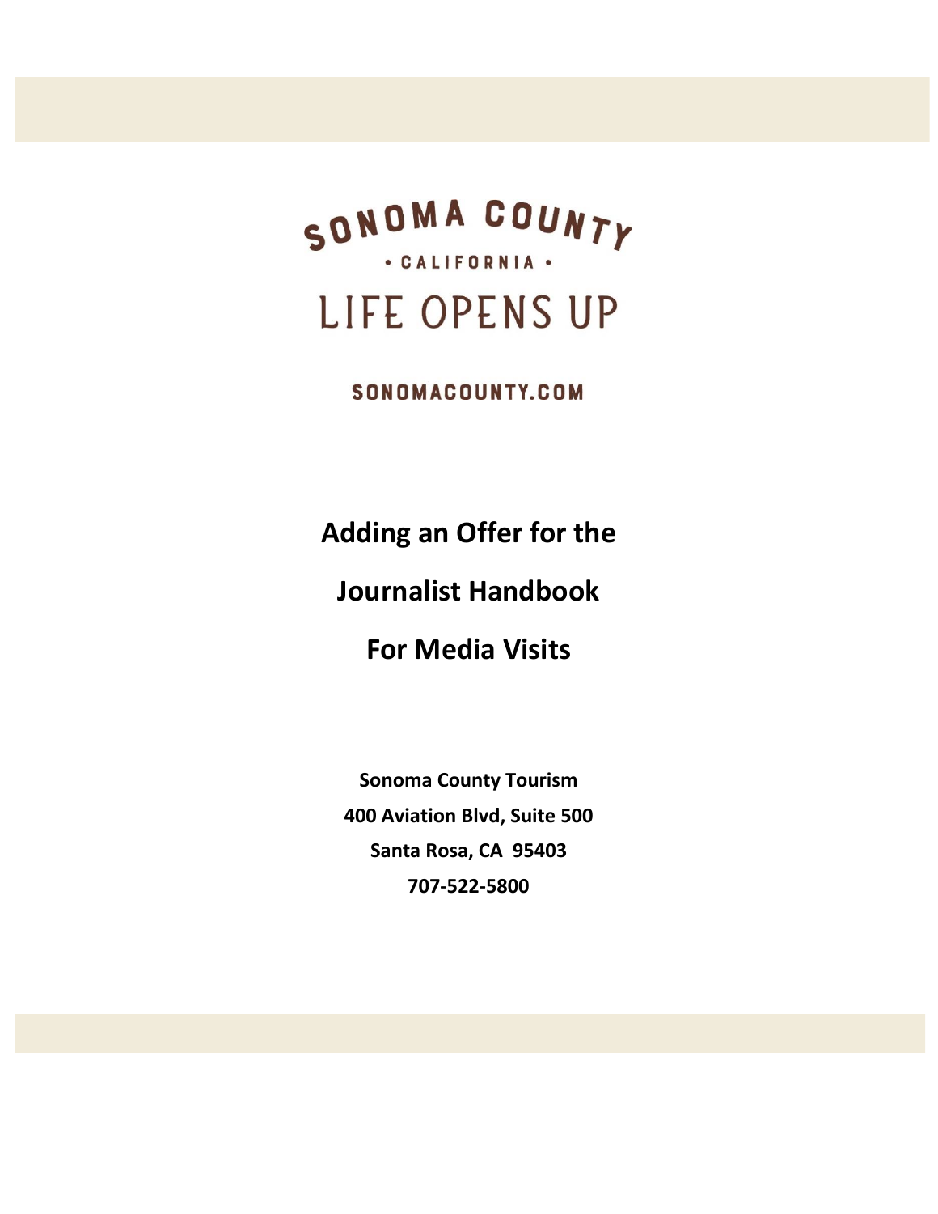SONOMA COUNTY

• CALIFORNIA •

LIFE OPENS UP

SONOMACOUNTY.COM

# Adding an Offer for the Journalist Handbook For Media Visits

**Sonoma County Tourism**

**400 Aviation Blvd, Suite 500**

**Santa Rosa, CA 95403**

**707-522-5800**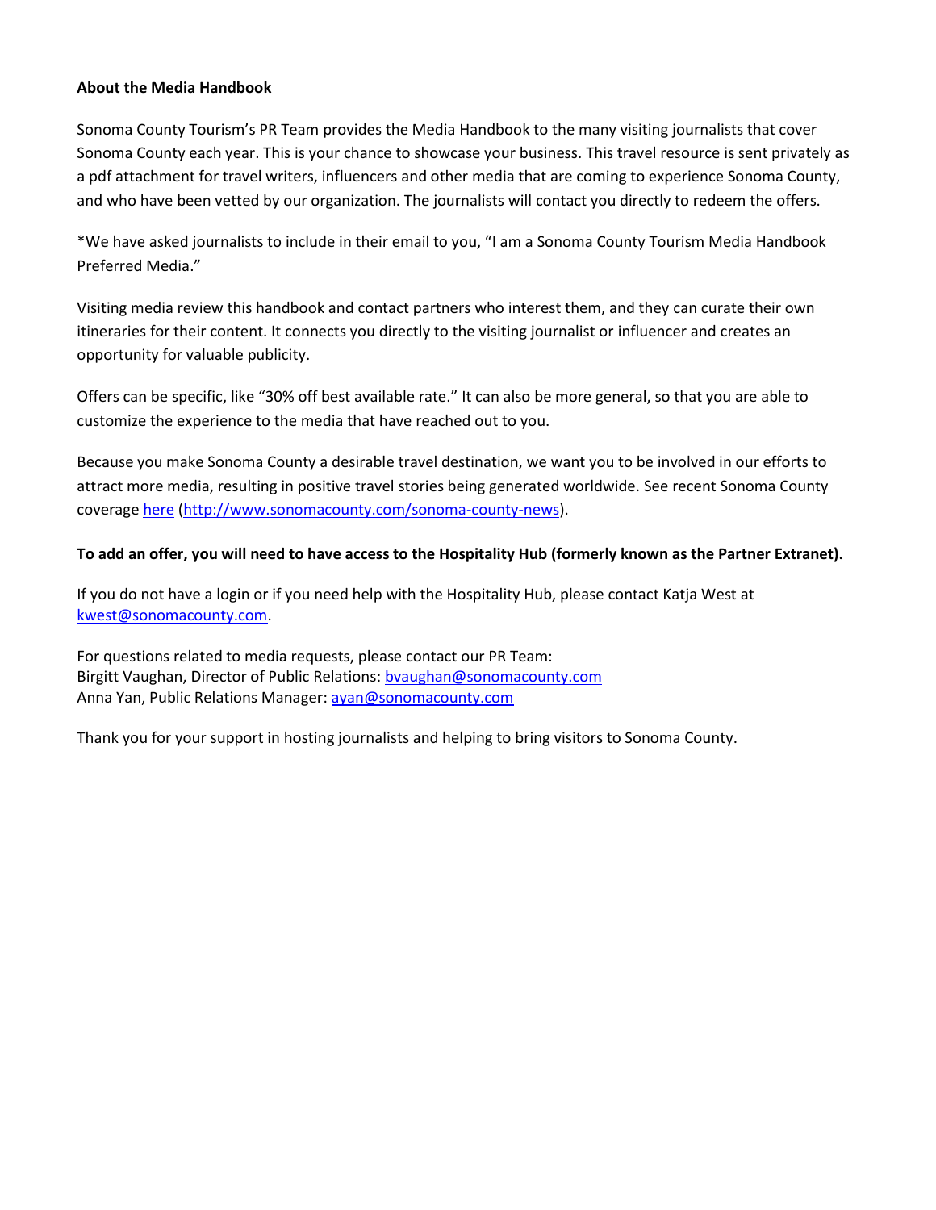**About the Media Handbook**

Sonoma County Tourism's PR Team provides the Media Handbook to the many visiting journalists that cover Sonoma County each year. This is your chance to showcase your business. This travel resource is sent privately as a pdf attachment for travel writers, influencers and other media that are coming to experience Sonoma County, and who have been vetted by our organization. The journalists will contact you directly to redeem the offers.

*We have asked journalists to include in their email to you, "I am a Sonoma County Tourism Media Handbook Preferred Media."

Visiting media review this handbook and contact partners who interest them, and they can curate their own itineraries for their content. It connects you directly to the visiting journalist or influencer and creates an opportunity for valuable publicity.

Offers can be specific, like "30% off best available rate." It can also be more general, so that you are able to customize the experience to the media that have reached out to you.

Because you make Sonoma County a desirable travel destination, we want you to be involved in our efforts to attract more media, resulting in positive travel stories being generated worldwide. See recent Sonoma County coverage [here](http://www.sonomacounty.com/sonoma-county-news) (http://www.sonomacounty.com/sonoma-county-news).

**To add an offer, you will need to have access to the Hospitality Hub (formerly known as the Partner Extranet).**

If you do not have a login or if you need help with the Hospitality Hub, please contact Katja West at kwest@sonomacounty.com.

For questions related to media requests, please contact our PR Team:
Birgitt Vaughan, Director of Public Relations: bvaughan@sonomacounty.com
Anna Yan, Public Relations Manager: ayan@sonomacounty.com

Thank you for your support in hosting journalists and helping to bring visitors to Sonoma County.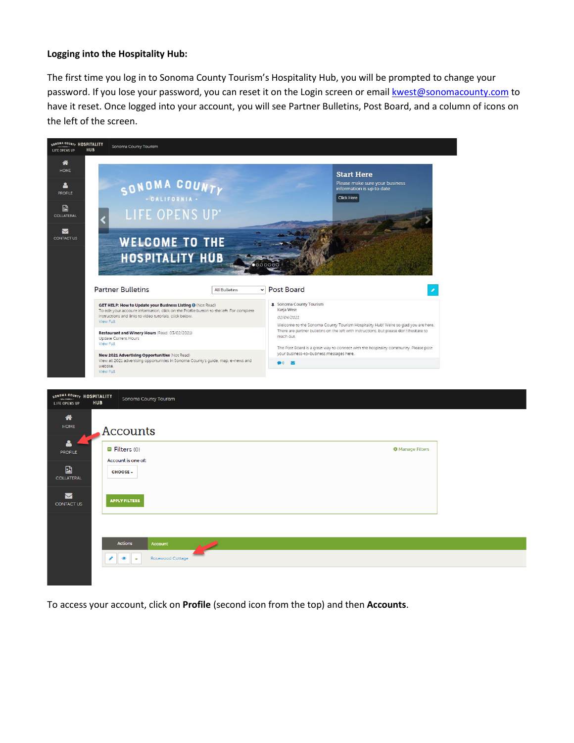**Logging into the Hospitality Hub:**

The first time you log in to Sonoma County Tourism's Hospitality Hub, you will be prompted to change your password. If you lose your password, you can reset it on the Login screen or email kwest@sonomacounty.com to have it reset. Once logged into your account, you will see Partner Bulletins, Post Board, and a column of icons on the left of the screen.

To access your account, click on **Profile** (second icon from the top) and then **Accounts**.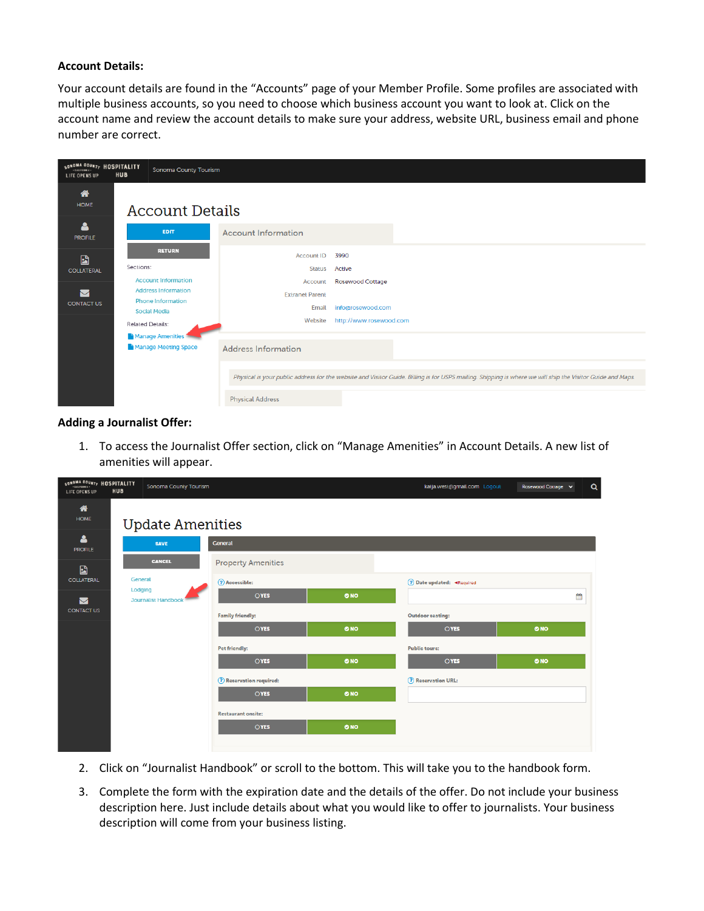**Account Details:**

Your account details are found in the "Accounts" page of your Member Profile. Some profiles are associated with multiple business accounts, so you need to choose which business account you want to look at. Click on the account name and review the account details to make sure your address, website URL, business email and phone number are correct.

**Adding a Journalist Offer:**

1. To access the Journalist Offer section, click on "Manage Amenities" in Account Details. A new list of amenities will appear.

2. Click on "Journalist Handbook" or scroll to the bottom. This will take you to the handbook form.
3. Complete the form with the expiration date and the details of the offer. Do not include your business description here. Just include details about what you would like to offer to journalists. Your business description will come from your business listing.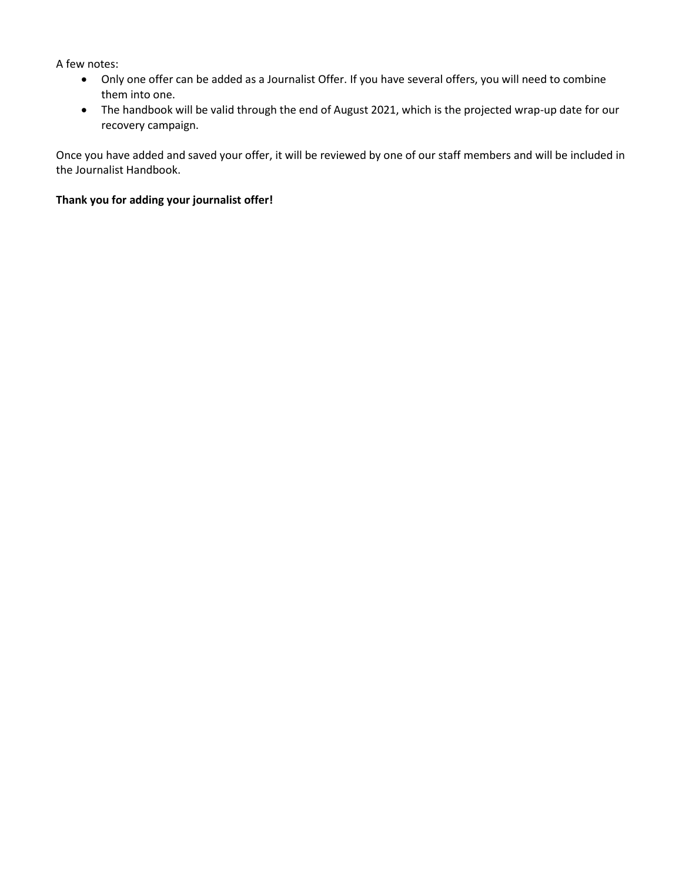A few notes:

- Only one offer can be added as a Journalist Offer. If you have several offers, you will need to combine them into one.
- The handbook will be valid through the end of August 2021, which is the projected wrap-up date for our recovery campaign.

Once you have added and saved your offer, it will be reviewed by one of our staff members and will be included in the Journalist Handbook.

**Thank you for adding your journalist offer!**